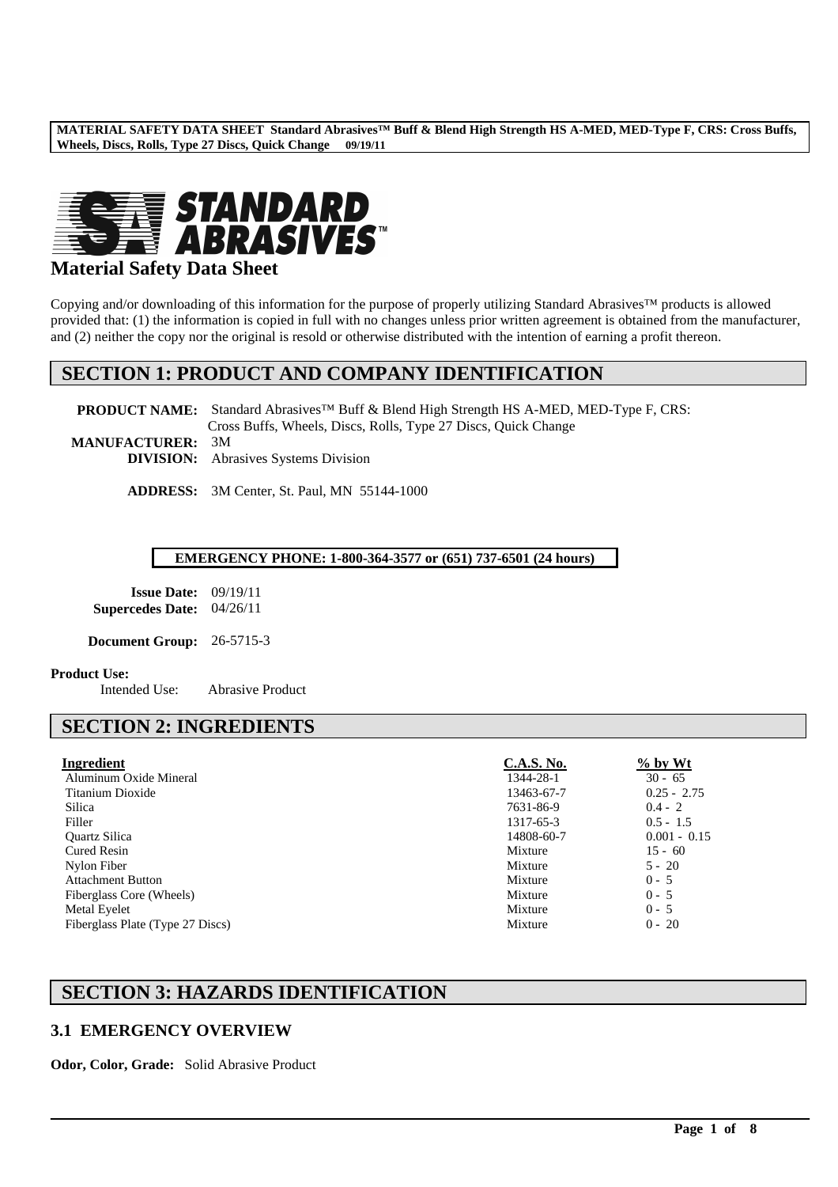**STANDARD ABRASIVES™**

# Material Safety Data Sheet

Copying and/or downloading of this information for the purpose of properly utilizing Standard Abrasives™ products is allowed provided that: (1) the information is copied in full with no changes unless prior written agreement is obtained from the manufacturer, and (2) neither the copy nor the original is resold or otherwise distributed with the intention of earning a profit thereon.

## SECTION 1: PRODUCT AND COMPANY IDENTIFICATION

**PRODUCT NAME:** Standard Abrasives™ Buff & Blend High Strength HS A-MED, MED-Type F, CRS: Cross Buffs, Wheels, Discs, Rolls, Type 27 Discs, Quick Change

**MANUFACTURER:** 3M

**DIVISION:** Abrasives Systems Division

**ADDRESS:** 3M Center, St. Paul, MN 55144-1000

**EMERGENCY PHONE: 1-800-364-3577 or (651) 737-6501 (24 hours)**

**Issue Date:** 09/19/11

**Supercedes Date:** 04/26/11

**Document Group:** 26-5715-3

**Product Use:**

Intended Use: Abrasive Product

## SECTION 2: INGREDIENTS

| Ingredient | C.A.S. No. | % by Wt |
|---|---|---|
| Aluminum Oxide Mineral | 1344-28-1 | 30 - 65 |
| Titanium Dioxide | 13463-67-7 | 0.25 - 2.75 |
| Silica | 7631-86-9 | 0.4 - 2 |
| Filler | 1317-65-3 | 0.5 - 1.5 |
| Quartz Silica | 14808-60-7 | 0.001 - 0.15 |
| Cured Resin | Mixture | 15 - 60 |
| Nylon Fiber | Mixture | 5 - 20 |
| Attachment Button | Mixture | 0 - 5 |
| Fiberglass Core (Wheels) | Mixture | 0 - 5 |
| Metal Eyelet | Mixture | 0 - 5 |
| Fiberglass Plate (Type 27 Discs) | Mixture | 0 - 20 |

## SECTION 3: HAZARDS IDENTIFICATION

### 3.1 EMERGENCY OVERVIEW

**Odor, Color, Grade:** Solid Abrasive Product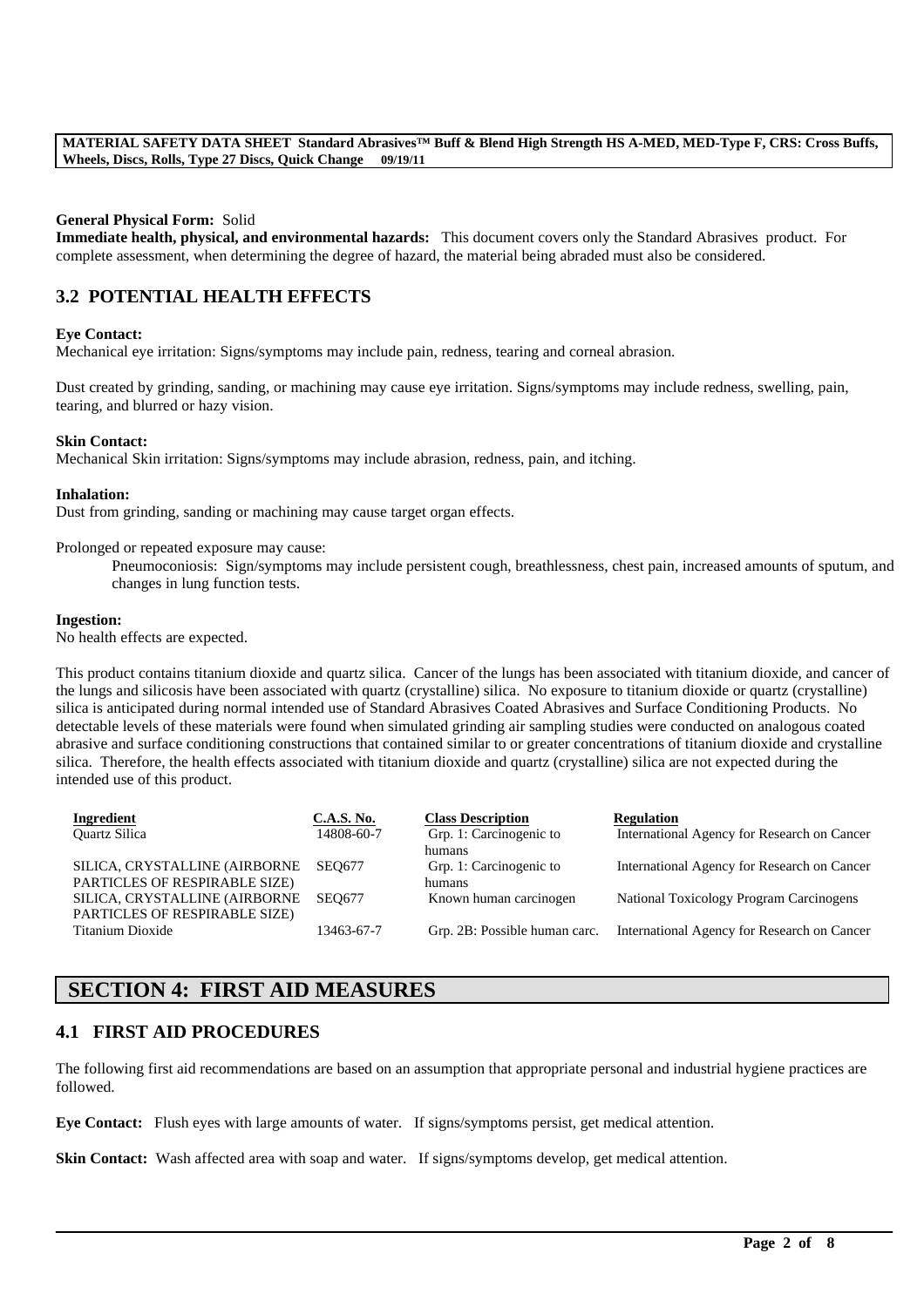**General Physical Form:** Solid

**Immediate health, physical, and environmental hazards:** This document covers only the Standard Abrasives product. For complete assessment, when determining the degree of hazard, the material being abraded must also be considered.

## 3.2 POTENTIAL HEALTH EFFECTS

**Eye Contact:**

Mechanical eye irritation: Signs/symptoms may include pain, redness, tearing and corneal abrasion.

Dust created by grinding, sanding, or machining may cause eye irritation. Signs/symptoms may include redness, swelling, pain, tearing, and blurred or hazy vision.

**Skin Contact:**

Mechanical Skin irritation: Signs/symptoms may include abrasion, redness, pain, and itching.

**Inhalation:**

Dust from grinding, sanding or machining may cause target organ effects.

Prolonged or repeated exposure may cause:

Pneumoconiosis: Sign/symptoms may include persistent cough, breathlessness, chest pain, increased amounts of sputum, and changes in lung function tests.

**Ingestion:**

No health effects are expected.

This product contains titanium dioxide and quartz silica. Cancer of the lungs has been associated with titanium dioxide, and cancer of the lungs and silicosis have been associated with quartz (crystalline) silica. No exposure to titanium dioxide or quartz (crystalline) silica is anticipated during normal intended use of Standard Abrasives Coated Abrasives and Surface Conditioning Products. No detectable levels of these materials were found when simulated grinding air sampling studies were conducted on analogous coated abrasive and surface conditioning constructions that contained similar to or greater concentrations of titanium dioxide and crystalline silica. Therefore, the health effects associated with titanium dioxide and quartz (crystalline) silica are not expected during the intended use of this product.

| Ingredient | C.A.S. No. | Class Description | Regulation |
|---|---|---|---|
| Quartz Silica | 14808-60-7 | Grp. 1: Carcinogenic to humans | International Agency for Research on Cancer |
| SILICA, CRYSTALLINE (AIRBORNE PARTICLES OF RESPIRABLE SIZE) | SEQ677 | Grp. 1: Carcinogenic to humans | International Agency for Research on Cancer |
| SILICA, CRYSTALLINE (AIRBORNE PARTICLES OF RESPIRABLE SIZE) | SEQ677 | Known human carcinogen | National Toxicology Program Carcinogens |
| Titanium Dioxide | 13463-67-7 | Grp. 2B: Possible human carc. | International Agency for Research on Cancer |

# SECTION 4: FIRST AID MEASURES

## 4.1 FIRST AID PROCEDURES

The following first aid recommendations are based on an assumption that appropriate personal and industrial hygiene practices are followed.

**Eye Contact:** Flush eyes with large amounts of water. If signs/symptoms persist, get medical attention.

**Skin Contact:** Wash affected area with soap and water. If signs/symptoms develop, get medical attention.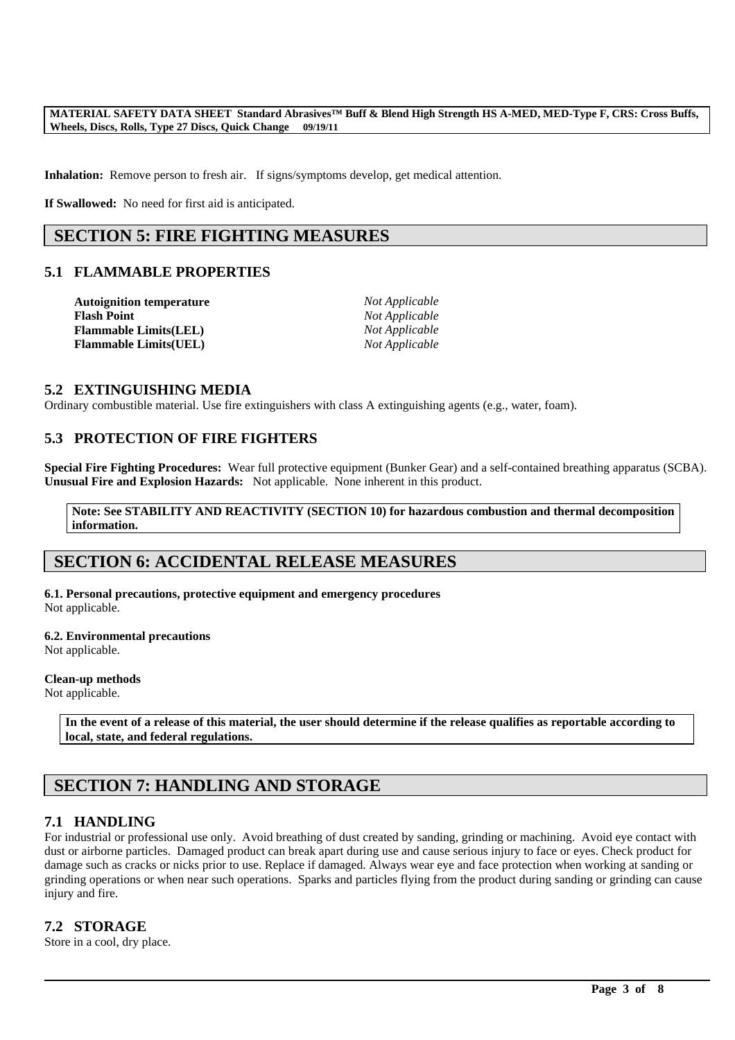**Inhalation:** Remove person to fresh air. If signs/symptoms develop, get medical attention.

**If Swallowed:** No need for first aid is anticipated.

## SECTION 5: FIRE FIGHTING MEASURES

### 5.1 FLAMMABLE PROPERTIES

| | |
|---|---|
| **Autoignition temperature** | *Not Applicable* |
| **Flash Point** | *Not Applicable* |
| **Flammable Limits(LEL)** | *Not Applicable* |
| **Flammable Limits(UEL)** | *Not Applicable* |

### 5.2 EXTINGUISHING MEDIA

Ordinary combustible material. Use fire extinguishers with class A extinguishing agents (e.g., water, foam).

### 5.3 PROTECTION OF FIRE FIGHTERS

**Special Fire Fighting Procedures:** Wear full protective equipment (Bunker Gear) and a self-contained breathing apparatus (SCBA).
**Unusual Fire and Explosion Hazards:** Not applicable. None inherent in this product.

**Note: See STABILITY AND REACTIVITY (SECTION 10) for hazardous combustion and thermal decomposition information.**

## SECTION 6: ACCIDENTAL RELEASE MEASURES

**6.1. Personal precautions, protective equipment and emergency procedures**
Not applicable.

**6.2. Environmental precautions**
Not applicable.

**Clean-up methods**
Not applicable.

**In the event of a release of this material, the user should determine if the release qualifies as reportable according to local, state, and federal regulations.**

## SECTION 7: HANDLING AND STORAGE

### 7.1 HANDLING

For industrial or professional use only. Avoid breathing of dust created by sanding, grinding or machining. Avoid eye contact with dust or airborne particles. Damaged product can break apart during use and cause serious injury to face or eyes. Check product for damage such as cracks or nicks prior to use. Replace if damaged. Always wear eye and face protection when working at sanding or grinding operations or when near such operations. Sparks and particles flying from the product during sanding or grinding can cause injury and fire.

### 7.2 STORAGE

Store in a cool, dry place.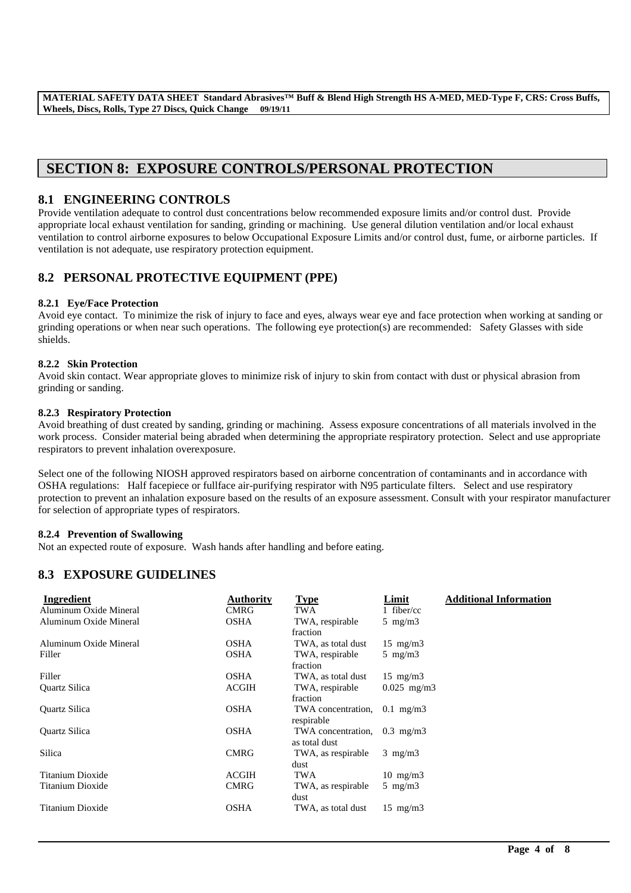# SECTION 8: EXPOSURE CONTROLS/PERSONAL PROTECTION

## 8.1 ENGINEERING CONTROLS

Provide ventilation adequate to control dust concentrations below recommended exposure limits and/or control dust. Provide appropriate local exhaust ventilation for sanding, grinding or machining. Use general dilution ventilation and/or local exhaust ventilation to control airborne exposures to below Occupational Exposure Limits and/or control dust, fume, or airborne particles. If ventilation is not adequate, use respiratory protection equipment.

## 8.2 PERSONAL PROTECTIVE EQUIPMENT (PPE)

### 8.2.1 Eye/Face Protection

Avoid eye contact. To minimize the risk of injury to face and eyes, always wear eye and face protection when working at sanding or grinding operations or when near such operations. The following eye protection(s) are recommended: Safety Glasses with side shields.

### 8.2.2 Skin Protection

Avoid skin contact. Wear appropriate gloves to minimize risk of injury to skin from contact with dust or physical abrasion from grinding or sanding.

### 8.2.3 Respiratory Protection

Avoid breathing of dust created by sanding, grinding or machining. Assess exposure concentrations of all materials involved in the work process. Consider material being abraded when determining the appropriate respiratory protection. Select and use appropriate respirators to prevent inhalation overexposure.

Select one of the following NIOSH approved respirators based on airborne concentration of contaminants and in accordance with OSHA regulations: Half facepiece or fullface air-purifying respirator with N95 particulate filters. Select and use respiratory protection to prevent an inhalation exposure based on the results of an exposure assessment. Consult with your respirator manufacturer for selection of appropriate types of respirators.

### 8.2.4 Prevention of Swallowing

Not an expected route of exposure. Wash hands after handling and before eating.

## 8.3 EXPOSURE GUIDELINES

| Ingredient | Authority | Type | Limit | Additional Information |
|---|---|---|---|---|
| Aluminum Oxide Mineral | CMRG | TWA | 1 fiber/cc | |
| Aluminum Oxide Mineral | OSHA | TWA, respirable fraction | 5 mg/m3 | |
| Aluminum Oxide Mineral | OSHA | TWA, as total dust | 15 mg/m3 | |
| Filler | OSHA | TWA, respirable fraction | 5 mg/m3 | |
| Filler | OSHA | TWA, as total dust | 15 mg/m3 | |
| Quartz Silica | ACGIH | TWA, respirable fraction | 0.025 mg/m3 | |
| Quartz Silica | OSHA | TWA concentration, respirable | 0.1 mg/m3 | |
| Quartz Silica | OSHA | TWA concentration, as total dust | 0.3 mg/m3 | |
| Silica | CMRG | TWA, as respirable dust | 3 mg/m3 | |
| Titanium Dioxide | ACGIH | TWA | 10 mg/m3 | |
| Titanium Dioxide | CMRG | TWA, as respirable dust | 5 mg/m3 | |
| Titanium Dioxide | OSHA | TWA, as total dust | 15 mg/m3 | |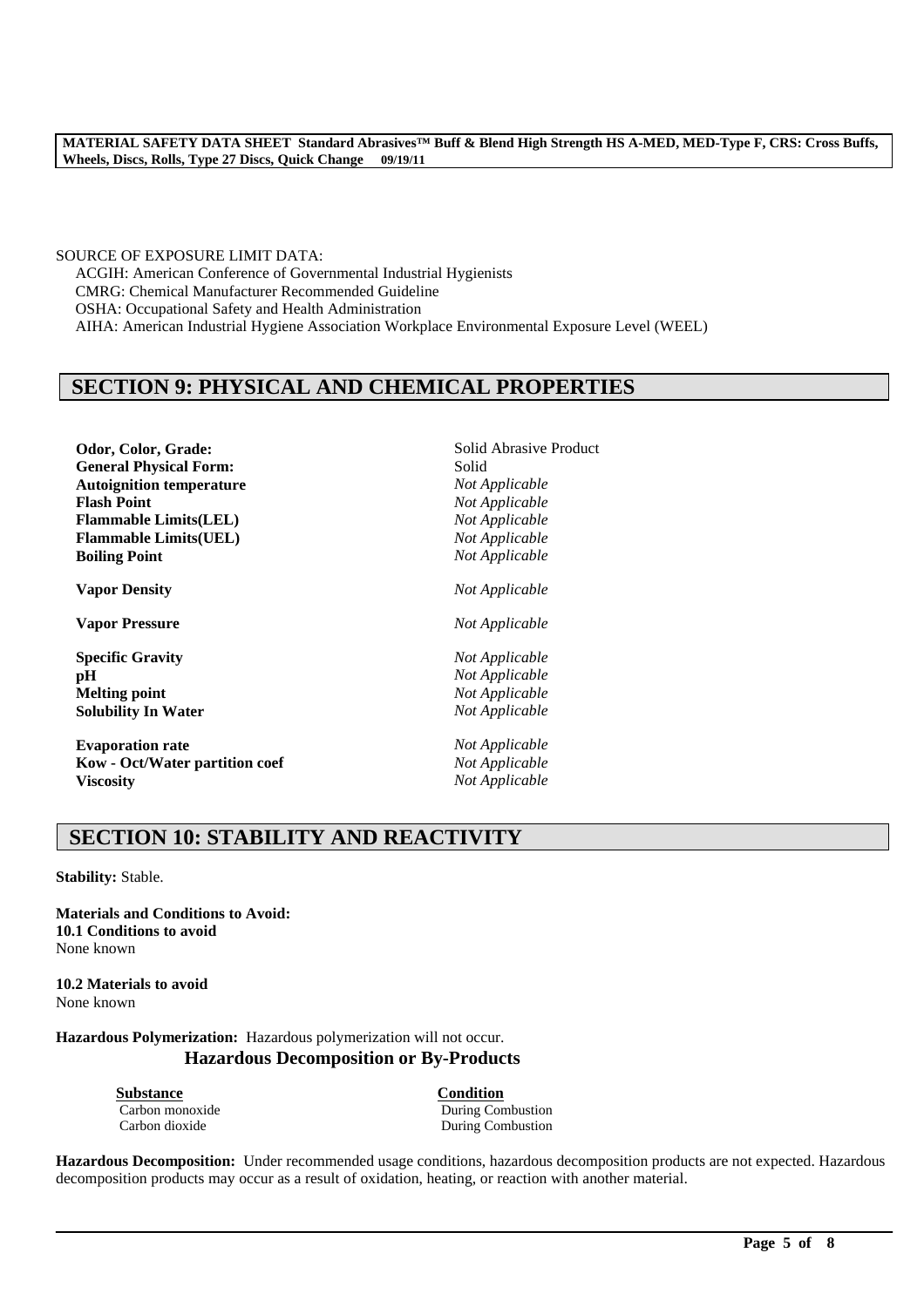SOURCE OF EXPOSURE LIMIT DATA:

ACGIH: American Conference of Governmental Industrial Hygienists
CMRG: Chemical Manufacturer Recommended Guideline
OSHA: Occupational Safety and Health Administration
AIHA: American Industrial Hygiene Association Workplace Environmental Exposure Level (WEEL)

## SECTION 9: PHYSICAL AND CHEMICAL PROPERTIES

| | |
|---|---|
| **Odor, Color, Grade:** | Solid Abrasive Product |
| **General Physical Form:** | Solid |
| **Autoignition temperature** | *Not Applicable* |
| **Flash Point** | *Not Applicable* |
| **Flammable Limits(LEL)** | *Not Applicable* |
| **Flammable Limits(UEL)** | *Not Applicable* |
| **Boiling Point** | *Not Applicable* |
| **Vapor Density** | *Not Applicable* |
| **Vapor Pressure** | *Not Applicable* |
| **Specific Gravity** | *Not Applicable* |
| **pH** | *Not Applicable* |
| **Melting point** | *Not Applicable* |
| **Solubility In Water** | *Not Applicable* |
| **Evaporation rate** | *Not Applicable* |
| **Kow - Oct/Water partition coef** | *Not Applicable* |
| **Viscosity** | *Not Applicable* |

## SECTION 10: STABILITY AND REACTIVITY

**Stability:** Stable.

**Materials and Conditions to Avoid:**
**10.1 Conditions to avoid**
None known

**10.2 Materials to avoid**
None known

**Hazardous Polymerization:** Hazardous polymerization will not occur.

### Hazardous Decomposition or By-Products

| Substance | Condition |
|---|---|
| Carbon monoxide | During Combustion |
| Carbon dioxide | During Combustion |

**Hazardous Decomposition:** Under recommended usage conditions, hazardous decomposition products are not expected. Hazardous decomposition products may occur as a result of oxidation, heating, or reaction with another material.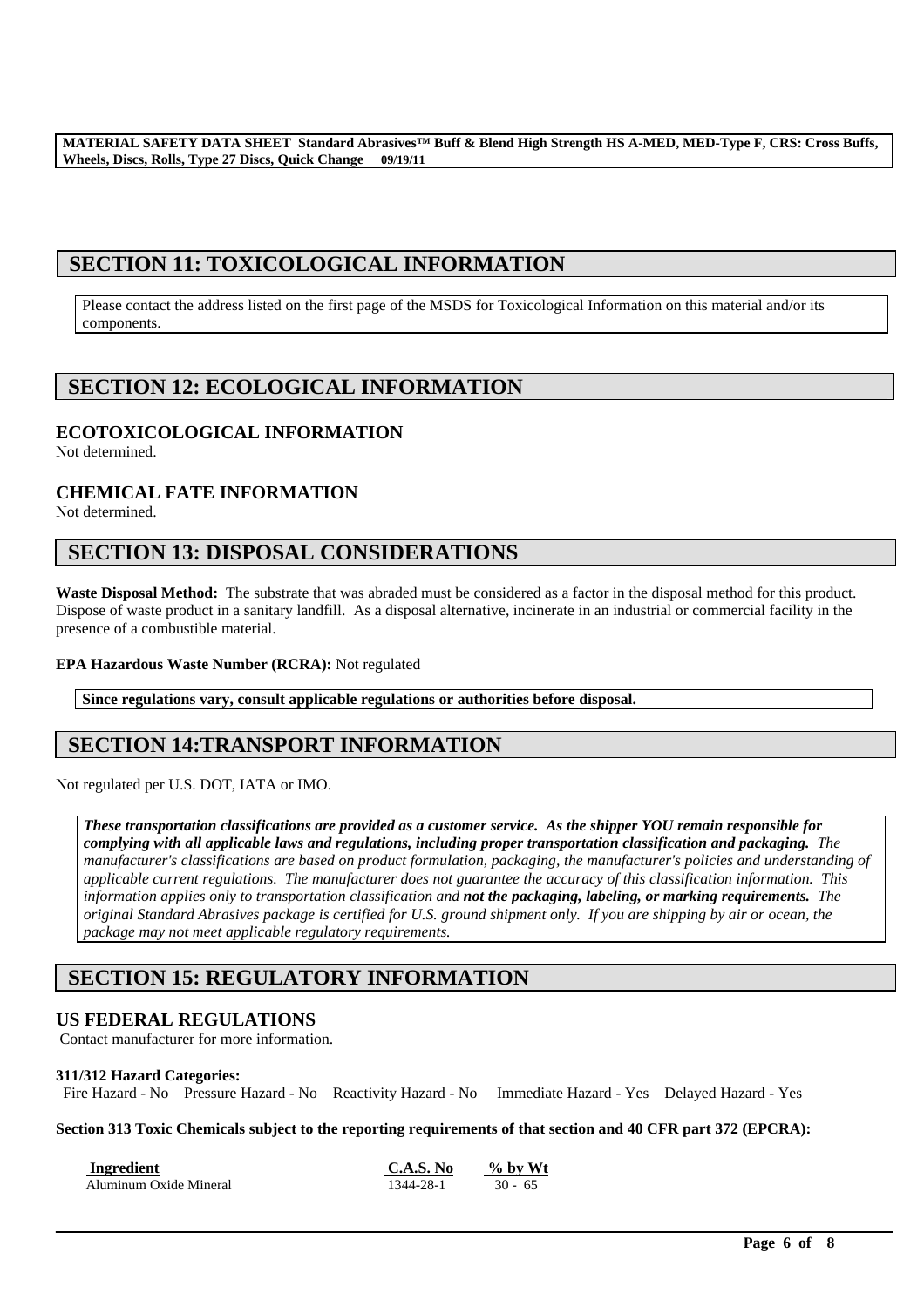## SECTION 11: TOXICOLOGICAL INFORMATION

Please contact the address listed on the first page of the MSDS for Toxicological Information on this material and/or its components.

## SECTION 12: ECOLOGICAL INFORMATION

### ECOTOXICOLOGICAL INFORMATION

Not determined.

### CHEMICAL FATE INFORMATION

Not determined.

## SECTION 13: DISPOSAL CONSIDERATIONS

**Waste Disposal Method:** The substrate that was abraded must be considered as a factor in the disposal method for this product. Dispose of waste product in a sanitary landfill. As a disposal alternative, incinerate in an industrial or commercial facility in the presence of a combustible material.

**EPA Hazardous Waste Number (RCRA):** Not regulated

**Since regulations vary, consult applicable regulations or authorities before disposal.**

## SECTION 14:TRANSPORT INFORMATION

Not regulated per U.S. DOT, IATA or IMO.

***These transportation classifications are provided as a customer service. As the shipper YOU remain responsible for complying with all applicable laws and regulations, including proper transportation classification and packaging.*** *The manufacturer's classifications are based on product formulation, packaging, the manufacturer's policies and understanding of applicable current regulations. The manufacturer does not guarantee the accuracy of this classification information. This information applies only to transportation classification and* ***not the packaging, labeling, or marking requirements.*** *The original Standard Abrasives package is certified for U.S. ground shipment only. If you are shipping by air or ocean, the package may not meet applicable regulatory requirements.*

## SECTION 15: REGULATORY INFORMATION

### US FEDERAL REGULATIONS

Contact manufacturer for more information.

**311/312 Hazard Categories:**

Fire Hazard - No Pressure Hazard - No Reactivity Hazard - No Immediate Hazard - Yes Delayed Hazard - Yes

**Section 313 Toxic Chemicals subject to the reporting requirements of that section and 40 CFR part 372 (EPCRA):**

| Ingredient | C.A.S. No | % by Wt |
|---|---|---|
| Aluminum Oxide Mineral | 1344-28-1 | 30 - 65 |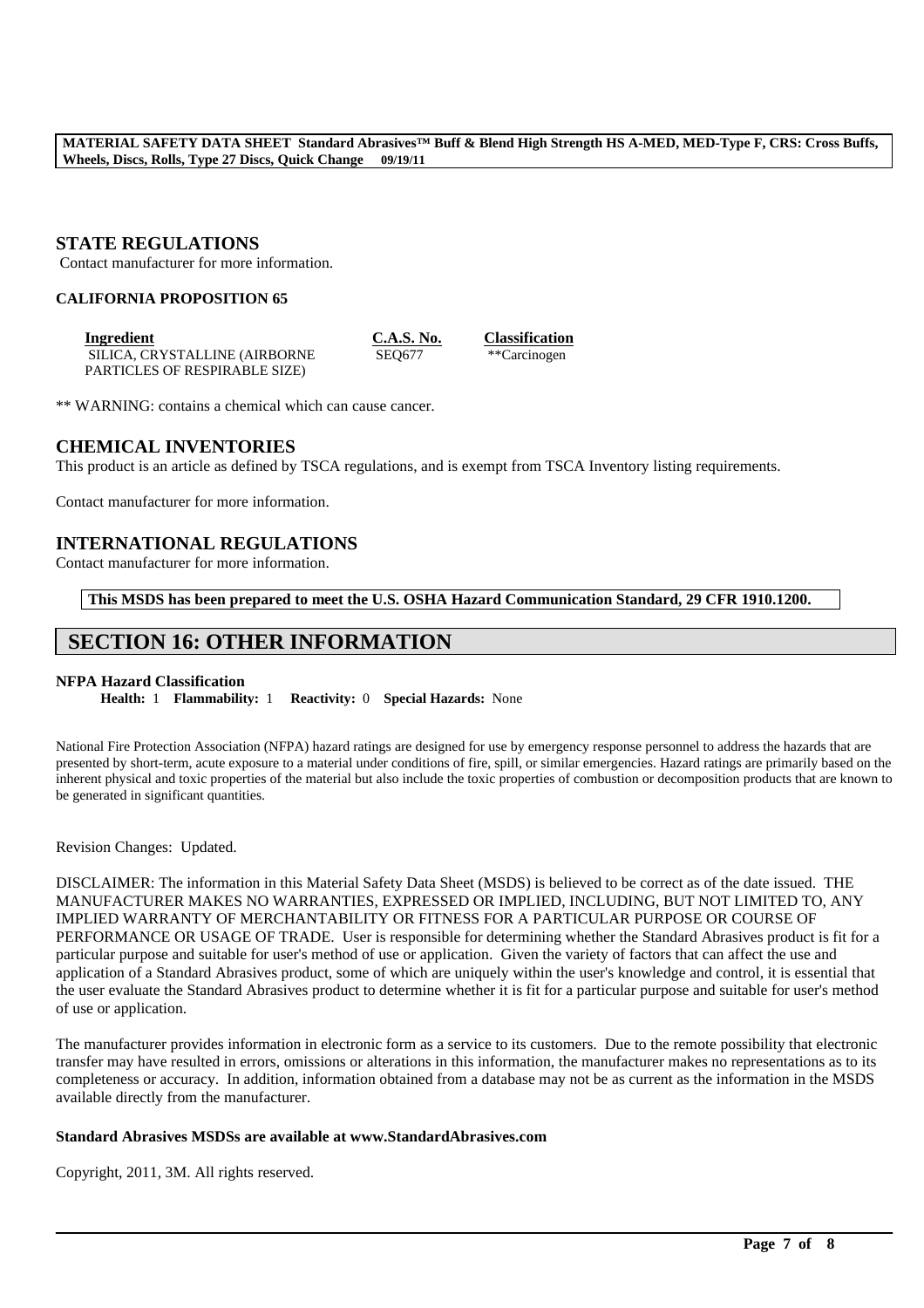## STATE REGULATIONS

Contact manufacturer for more information.

### CALIFORNIA PROPOSITION 65

| Ingredient | C.A.S. No. | Classification |
| --- | --- | --- |
| SILICA, CRYSTALLINE (AIRBORNE PARTICLES OF RESPIRABLE SIZE) | SEQ677 | **Carcinogen |

** WARNING: contains a chemical which can cause cancer.

## CHEMICAL INVENTORIES

This product is an article as defined by TSCA regulations, and is exempt from TSCA Inventory listing requirements.

Contact manufacturer for more information.

## INTERNATIONAL REGULATIONS

Contact manufacturer for more information.

**This MSDS has been prepared to meet the U.S. OSHA Hazard Communication Standard, 29 CFR 1910.1200.**

# SECTION 16: OTHER INFORMATION

**NFPA Hazard Classification**

**Health:** 1 **Flammability:** 1 **Reactivity:** 0 **Special Hazards:** None

National Fire Protection Association (NFPA) hazard ratings are designed for use by emergency response personnel to address the hazards that are presented by short-term, acute exposure to a material under conditions of fire, spill, or similar emergencies. Hazard ratings are primarily based on the inherent physical and toxic properties of the material but also include the toxic properties of combustion or decomposition products that are known to be generated in significant quantities.

Revision Changes: Updated.

DISCLAIMER: The information in this Material Safety Data Sheet (MSDS) is believed to be correct as of the date issued. THE MANUFACTURER MAKES NO WARRANTIES, EXPRESSED OR IMPLIED, INCLUDING, BUT NOT LIMITED TO, ANY IMPLIED WARRANTY OF MERCHANTABILITY OR FITNESS FOR A PARTICULAR PURPOSE OR COURSE OF PERFORMANCE OR USAGE OF TRADE. User is responsible for determining whether the Standard Abrasives product is fit for a particular purpose and suitable for user's method of use or application. Given the variety of factors that can affect the use and application of a Standard Abrasives product, some of which are uniquely within the user's knowledge and control, it is essential that the user evaluate the Standard Abrasives product to determine whether it is fit for a particular purpose and suitable for user's method of use or application.

The manufacturer provides information in electronic form as a service to its customers. Due to the remote possibility that electronic transfer may have resulted in errors, omissions or alterations in this information, the manufacturer makes no representations as to its completeness or accuracy. In addition, information obtained from a database may not be as current as the information in the MSDS available directly from the manufacturer.

**Standard Abrasives MSDSs are available at www.StandardAbrasives.com**

Copyright, 2011, 3M. All rights reserved.